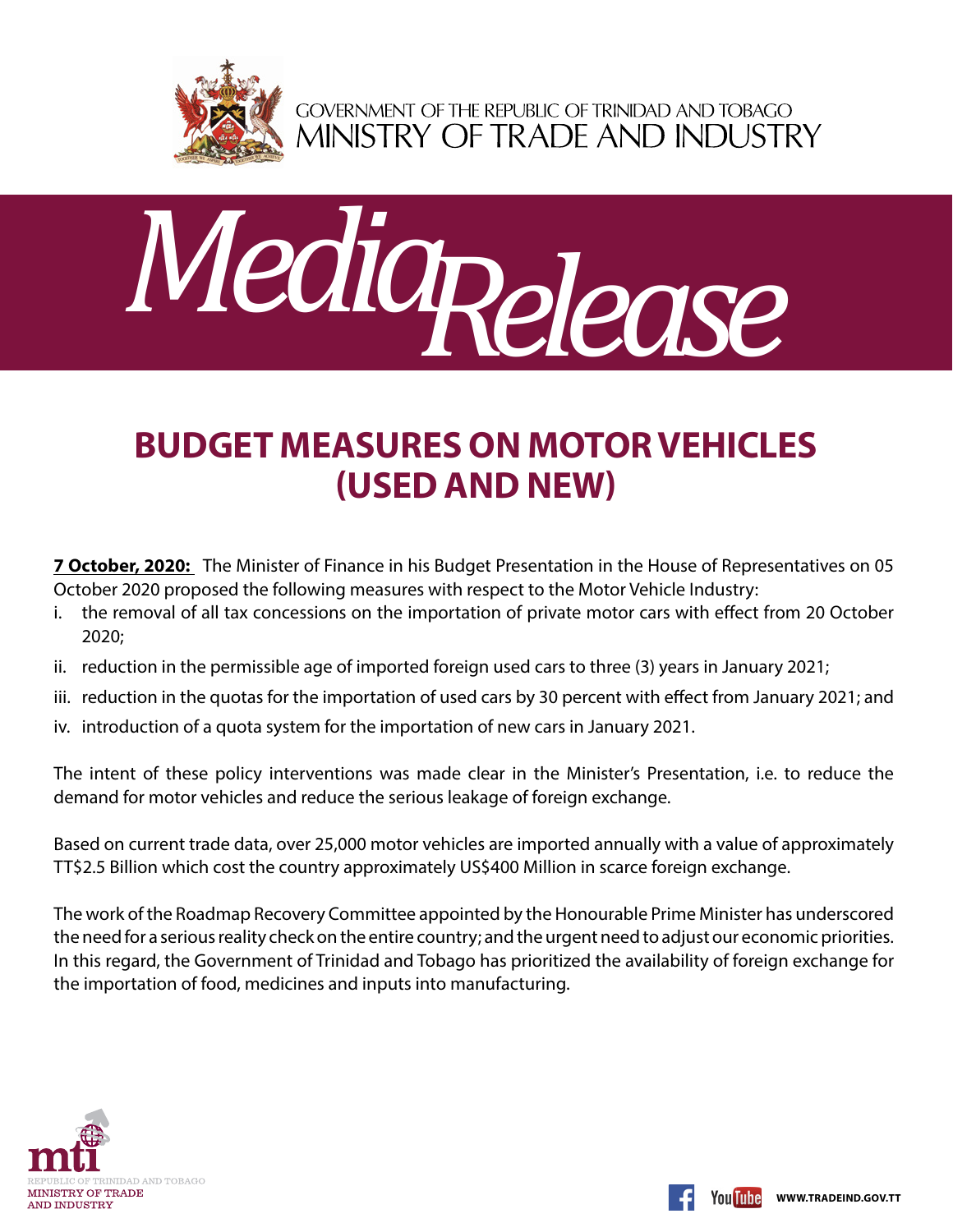GOVERNMENT OF THE REPUBLIC OF TRINIDAD AND TOBAGO
MINISTRY OF TRADE AND INDUSTRY

*Media Release*

# BUDGET MEASURES ON MOTOR VEHICLES (USED AND NEW)

**7 October, 2020:** The Minister of Finance in his Budget Presentation in the House of Representatives on 05 October 2020 proposed the following measures with respect to the Motor Vehicle Industry:

i. the removal of all tax concessions on the importation of private motor cars with effect from 20 October 2020;

ii. reduction in the permissible age of imported foreign used cars to three (3) years in January 2021;

iii. reduction in the quotas for the importation of used cars by 30 percent with effect from January 2021; and

iv. introduction of a quota system for the importation of new cars in January 2021.

The intent of these policy interventions was made clear in the Minister's Presentation, i.e. to reduce the demand for motor vehicles and reduce the serious leakage of foreign exchange.

Based on current trade data, over 25,000 motor vehicles are imported annually with a value of approximately TT$2.5 Billion which cost the country approximately US$400 Million in scarce foreign exchange.

The work of the Roadmap Recovery Committee appointed by the Honourable Prime Minister has underscored the need for a serious reality check on the entire country; and the urgent need to adjust our economic priorities. In this regard, the Government of Trinidad and Tobago has prioritized the availability of foreign exchange for the importation of food, medicines and inputs into manufacturing.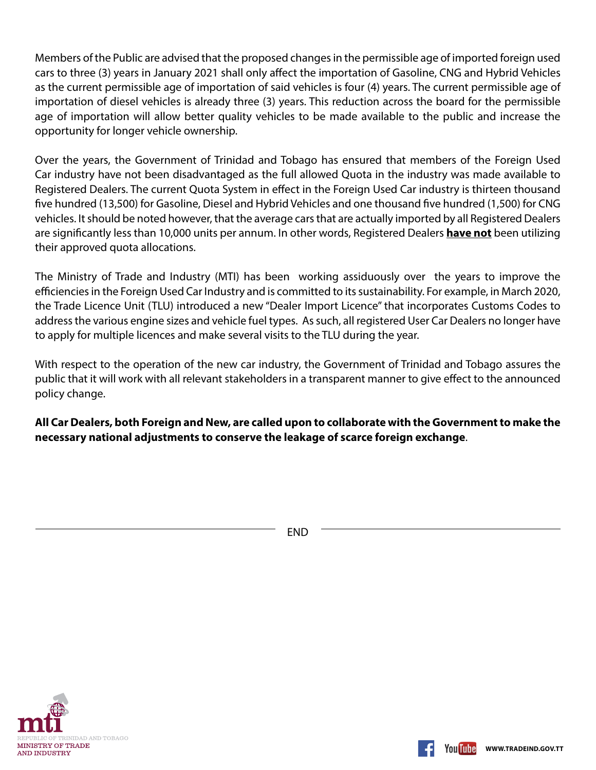Members of the Public are advised that the proposed changes in the permissible age of imported foreign used cars to three (3) years in January 2021 shall only affect the importation of Gasoline, CNG and Hybrid Vehicles as the current permissible age of importation of said vehicles is four (4) years. The current permissible age of importation of diesel vehicles is already three (3) years. This reduction across the board for the permissible age of importation will allow better quality vehicles to be made available to the public and increase the opportunity for longer vehicle ownership.

Over the years, the Government of Trinidad and Tobago has ensured that members of the Foreign Used Car industry have not been disadvantaged as the full allowed Quota in the industry was made available to Registered Dealers. The current Quota System in effect in the Foreign Used Car industry is thirteen thousand five hundred (13,500) for Gasoline, Diesel and Hybrid Vehicles and one thousand five hundred (1,500) for CNG vehicles. It should be noted however, that the average cars that are actually imported by all Registered Dealers are significantly less than 10,000 units per annum. In other words, Registered Dealers **have not** been utilizing their approved quota allocations.

The Ministry of Trade and Industry (MTI) has been working assiduously over the years to improve the efficiencies in the Foreign Used Car Industry and is committed to its sustainability. For example, in March 2020, the Trade Licence Unit (TLU) introduced a new "Dealer Import Licence" that incorporates Customs Codes to address the various engine sizes and vehicle fuel types. As such, all registered User Car Dealers no longer have to apply for multiple licences and make several visits to the TLU during the year.

With respect to the operation of the new car industry, the Government of Trinidad and Tobago assures the public that it will work with all relevant stakeholders in a transparent manner to give effect to the announced policy change.

**All Car Dealers, both Foreign and New, are called upon to collaborate with the Government to make the necessary national adjustments to conserve the leakage of scarce foreign exchange**.

END

REPUBLIC OF TRINIDAD AND TOBAGO
MINISTRY OF TRADE AND INDUSTRY

WWW.TRADEIND.GOV.TT